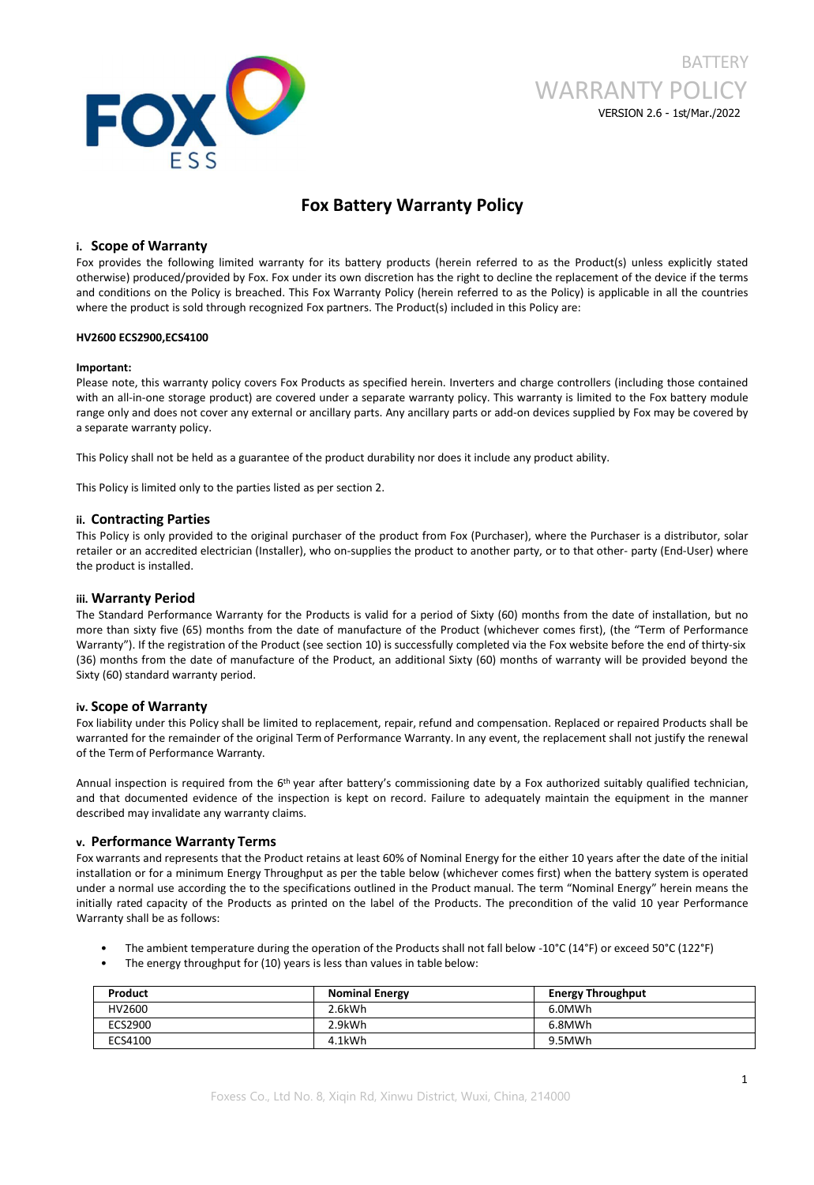BATTERY
WARRANTY POLICY
VERSION 2.6 - 1st/Mar./2022

# Fox Battery Warranty Policy

## i. Scope of Warranty

Fox provides the following limited warranty for its battery products (herein referred to as the Product(s) unless explicitly stated otherwise) produced/provided by Fox. Fox under its own discretion has the right to decline the replacement of the device if the terms and conditions on the Policy is breached. This Fox Warranty Policy (herein referred to as the Policy) is applicable in all the countries where the product is sold through recognized Fox partners. The Product(s) included in this Policy are:

**HV2600 ECS2900,ECS4100**

**Important:**

Please note, this warranty policy covers Fox Products as specified herein. Inverters and charge controllers (including those contained with an all-in-one storage product) are covered under a separate warranty policy. This warranty is limited to the Fox battery module range only and does not cover any external or ancillary parts. Any ancillary parts or add-on devices supplied by Fox may be covered by a separate warranty policy.

This Policy shall not be held as a guarantee of the product durability nor does it include any product ability.

This Policy is limited only to the parties listed as per section 2.

## ii. Contracting Parties

This Policy is only provided to the original purchaser of the product from Fox (Purchaser), where the Purchaser is a distributor, solar retailer or an accredited electrician (Installer), who on-supplies the product to another party, or to that other- party (End-User) where the product is installed.

## iii. Warranty Period

The Standard Performance Warranty for the Products is valid for a period of Sixty (60) months from the date of installation, but no more than sixty five (65) months from the date of manufacture of the Product (whichever comes first), (the "Term of Performance Warranty"). If the registration of the Product (see section 10) is successfully completed via the Fox website before the end of thirty-six (36) months from the date of manufacture of the Product, an additional Sixty (60) months of warranty will be provided beyond the Sixty (60) standard warranty period.

## iv. Scope of Warranty

Fox liability under this Policy shall be limited to replacement, repair, refund and compensation. Replaced or repaired Products shall be warranted for the remainder of the original Term of Performance Warranty. In any event, the replacement shall not justify the renewal of the Term of Performance Warranty.

Annual inspection is required from the 6th year after battery's commissioning date by a Fox authorized suitably qualified technician, and that documented evidence of the inspection is kept on record. Failure to adequately maintain the equipment in the manner described may invalidate any warranty claims.

## v. Performance Warranty Terms

Fox warrants and represents that the Product retains at least 60% of Nominal Energy for the either 10 years after the date of the initial installation or for a minimum Energy Throughput as per the table below (whichever comes first) when the battery system is operated under a normal use according the to the specifications outlined in the Product manual. The term "Nominal Energy" herein means the initially rated capacity of the Products as printed on the label of the Products. The precondition of the valid 10 year Performance Warranty shall be as follows:

- The ambient temperature during the operation of the Products shall not fall below -10°C (14°F) or exceed 50°C (122°F)
- The energy throughput for (10) years is less than values in table below:

| Product | Nominal Energy | Energy Throughput |
| --- | --- | --- |
| HV2600 | 2.6kWh | 6.0MWh |
| ECS2900 | 2.9kWh | 6.8MWh |
| ECS4100 | 4.1kWh | 9.5MWh |

Foxess Co., Ltd No. 8, Xiqin Rd, Xinwu District, Wuxi, China, 214000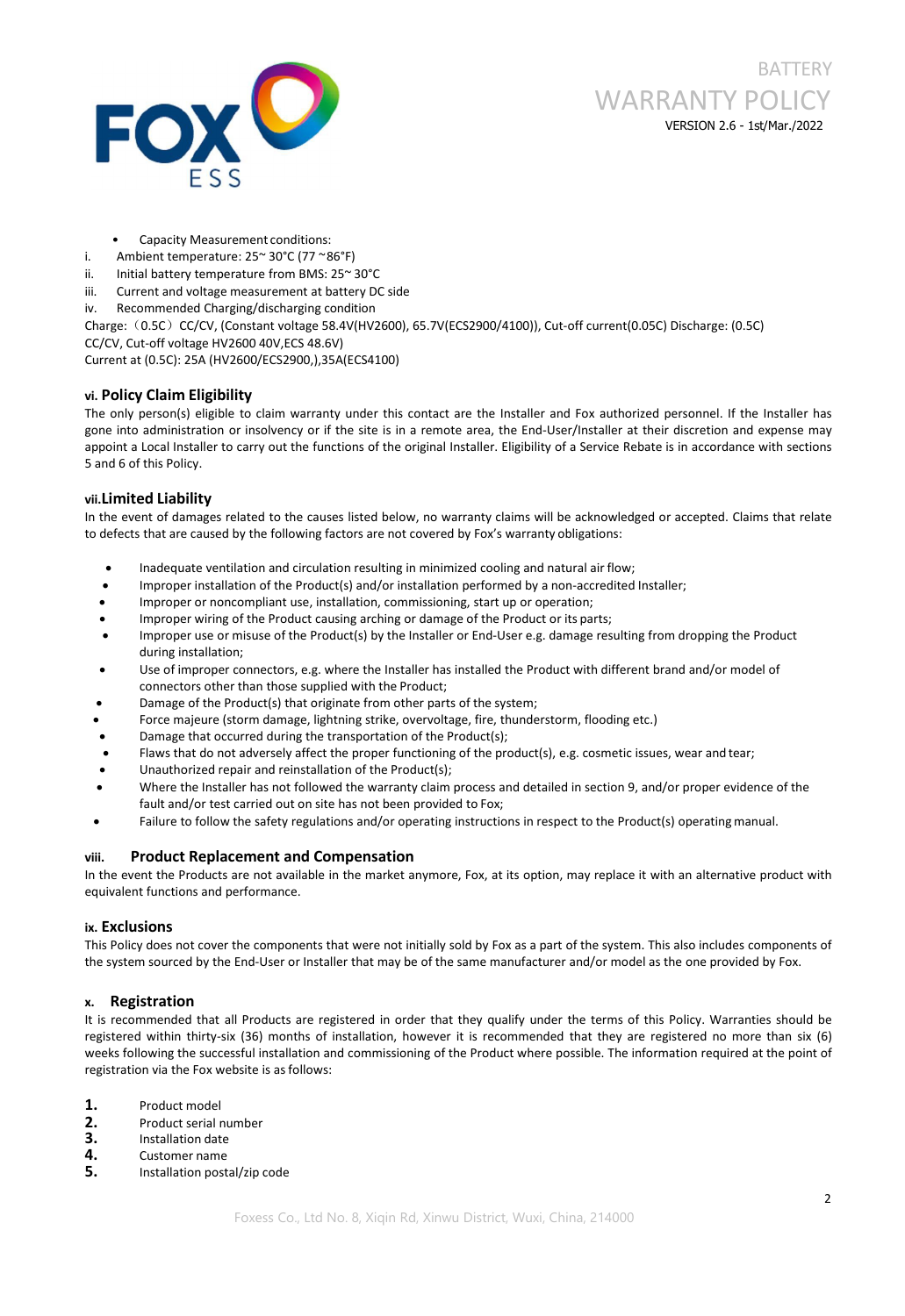- Capacity Measurement conditions:

i. Ambient temperature: 25~ 30°C (77 ~86°F)
ii. Initial battery temperature from BMS: 25~ 30°C
iii. Current and voltage measurement at battery DC side
iv. Recommended Charging/discharging condition

Charge: （0.5C）CC/CV, (Constant voltage 58.4V(HV2600), 65.7V(ECS2900/4100)), Cut-off current(0.05C) Discharge: (0.5C) CC/CV, Cut-off voltage HV2600 40V,ECS 48.6V)
Current at (0.5C): 25A (HV2600/ECS2900,),35A(ECS4100)

### vi. Policy Claim Eligibility

The only person(s) eligible to claim warranty under this contact are the Installer and Fox authorized personnel. If the Installer has gone into administration or insolvency or if the site is in a remote area, the End-User/Installer at their discretion and expense may appoint a Local Installer to carry out the functions of the original Installer. Eligibility of a Service Rebate is in accordance with sections 5 and 6 of this Policy.

### vii. Limited Liability

In the event of damages related to the causes listed below, no warranty claims will be acknowledged or accepted. Claims that relate to defects that are caused by the following factors are not covered by Fox's warranty obligations:

- Inadequate ventilation and circulation resulting in minimized cooling and natural air flow;
- Improper installation of the Product(s) and/or installation performed by a non-accredited Installer;
- Improper or noncompliant use, installation, commissioning, start up or operation;
- Improper wiring of the Product causing arching or damage of the Product or its parts;
- Improper use or misuse of the Product(s) by the Installer or End-User e.g. damage resulting from dropping the Product during installation;
- Use of improper connectors, e.g. where the Installer has installed the Product with different brand and/or model of connectors other than those supplied with the Product;
- Damage of the Product(s) that originate from other parts of the system;
- Force majeure (storm damage, lightning strike, overvoltage, fire, thunderstorm, flooding etc.)
- Damage that occurred during the transportation of the Product(s);
- Flaws that do not adversely affect the proper functioning of the product(s), e.g. cosmetic issues, wear and tear;
- Unauthorized repair and reinstallation of the Product(s);
- Where the Installer has not followed the warranty claim process and detailed in section 9, and/or proper evidence of the fault and/or test carried out on site has not been provided to Fox;
- Failure to follow the safety regulations and/or operating instructions in respect to the Product(s) operating manual.

### viii. Product Replacement and Compensation

In the event the Products are not available in the market anymore, Fox, at its option, may replace it with an alternative product with equivalent functions and performance.

### ix. Exclusions

This Policy does not cover the components that were not initially sold by Fox as a part of the system. This also includes components of the system sourced by the End-User or Installer that may be of the same manufacturer and/or model as the one provided by Fox.

### x. Registration

It is recommended that all Products are registered in order that they qualify under the terms of this Policy. Warranties should be registered within thirty-six (36) months of installation, however it is recommended that they are registered no more than six (6) weeks following the successful installation and commissioning of the Product where possible. The information required at the point of registration via the Fox website is as follows:

1. Product model
2. Product serial number
3. Installation date
4. Customer name
5. Installation postal/zip code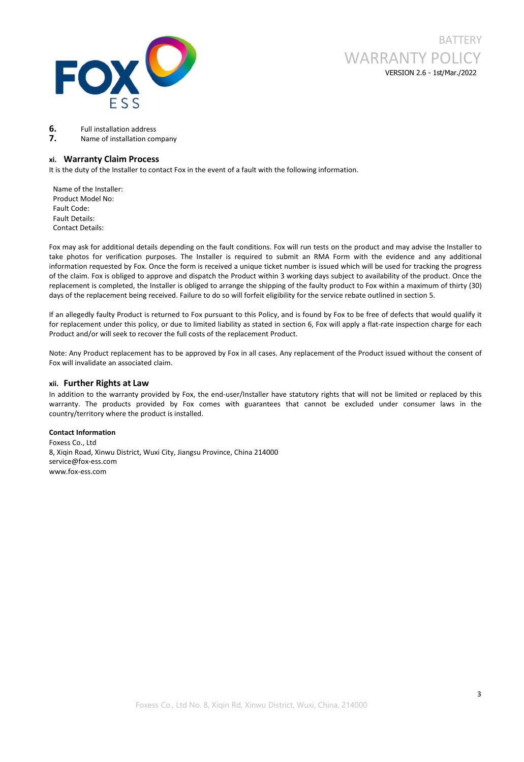6. Full installation address
7. Name of installation company

### xi. Warranty Claim Process

It is the duty of the Installer to contact Fox in the event of a fault with the following information.

Name of the Installer:
Product Model No:
Fault Code:
Fault Details:
Contact Details:

Fox may ask for additional details depending on the fault conditions. Fox will run tests on the product and may advise the Installer to take photos for verification purposes. The Installer is required to submit an RMA Form with the evidence and any additional information requested by Fox. Once the form is received a unique ticket number is issued which will be used for tracking the progress of the claim. Fox is obliged to approve and dispatch the Product within 3 working days subject to availability of the product. Once the replacement is completed, the Installer is obliged to arrange the shipping of the faulty product to Fox within a maximum of thirty (30) days of the replacement being received. Failure to do so will forfeit eligibility for the service rebate outlined in section 5.

If an allegedly faulty Product is returned to Fox pursuant to this Policy, and is found by Fox to be free of defects that would qualify it for replacement under this policy, or due to limited liability as stated in section 6, Fox will apply a flat-rate inspection charge for each Product and/or will seek to recover the full costs of the replacement Product.

Note: Any Product replacement has to be approved by Fox in all cases. Any replacement of the Product issued without the consent of Fox will invalidate an associated claim.

### xii. Further Rights at Law

In addition to the warranty provided by Fox, the end-user/Installer have statutory rights that will not be limited or replaced by this warranty. The products provided by Fox comes with guarantees that cannot be excluded under consumer laws in the country/territory where the product is installed.

**Contact Information**

Foxess Co., Ltd
8, Xiqin Road, Xinwu District, Wuxi City, Jiangsu Province, China 214000
service@fox-ess.com
www.fox-ess.com